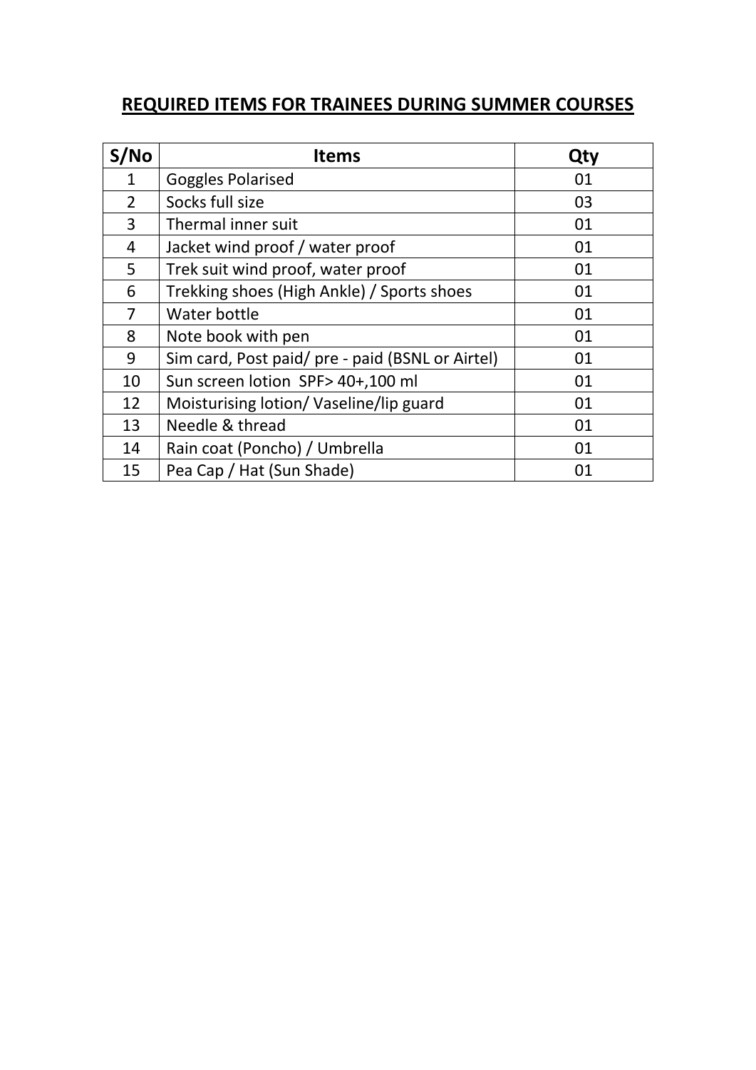## REQUIRED ITEMS FOR TRAINEES DURING SUMMER COURSES

| S/No | Items | Qty |
|---|---|---|
| 1 | Goggles Polarised | 01 |
| 2 | Socks full size | 03 |
| 3 | Thermal inner suit | 01 |
| 4 | Jacket wind proof / water proof | 01 |
| 5 | Trek suit wind proof, water proof | 01 |
| 6 | Trekking shoes (High Ankle) / Sports shoes | 01 |
| 7 | Water bottle | 01 |
| 8 | Note book with pen | 01 |
| 9 | Sim card, Post paid/ pre - paid (BSNL or Airtel) | 01 |
| 10 | Sun screen lotion SPF> 40+,100 ml | 01 |
| 12 | Moisturising lotion/ Vaseline/lip guard | 01 |
| 13 | Needle & thread | 01 |
| 14 | Rain coat (Poncho) / Umbrella | 01 |
| 15 | Pea Cap / Hat (Sun Shade) | 01 |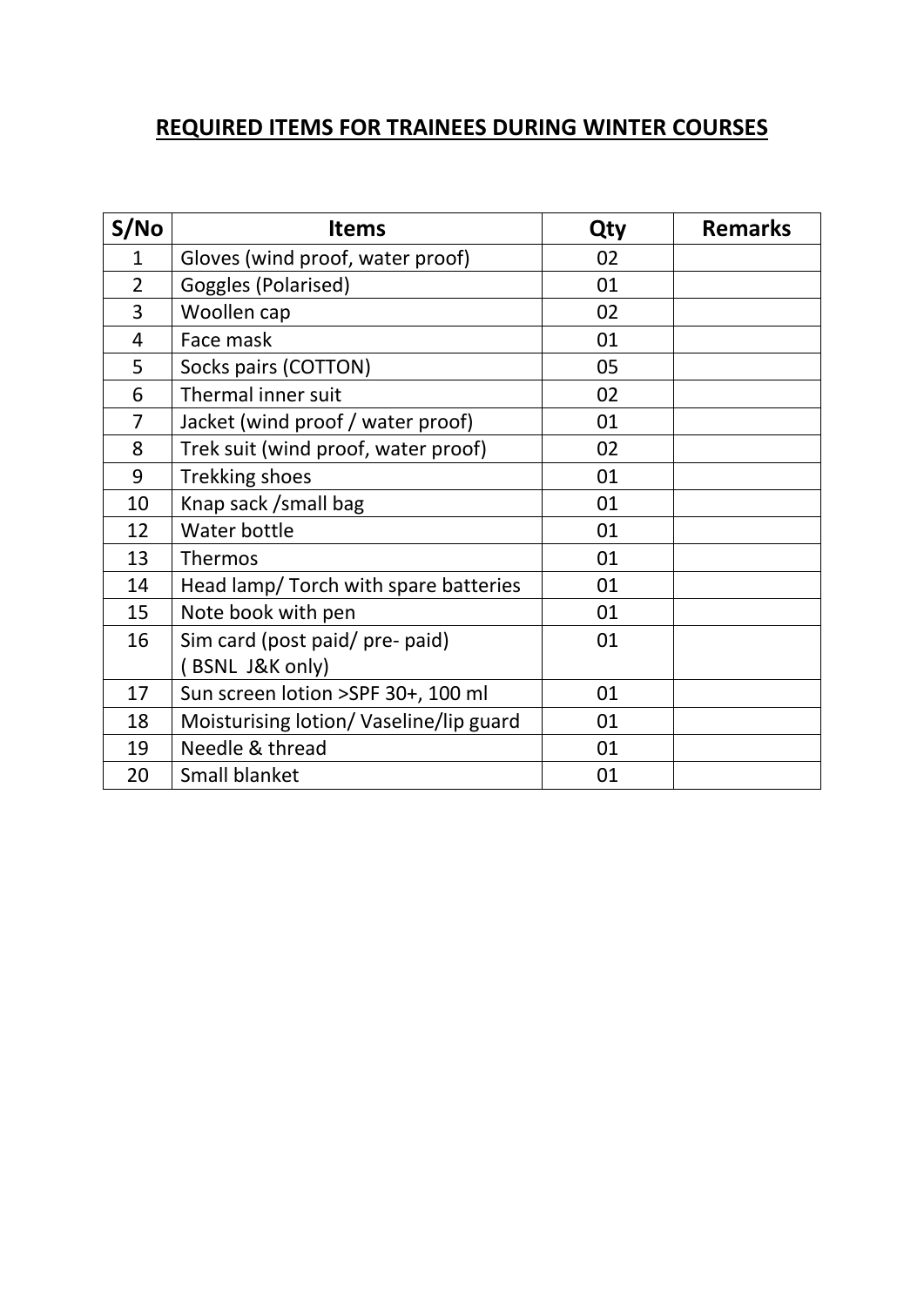## REQUIRED ITEMS FOR TRAINEES DURING WINTER COURSES

| S/No | Items | Qty | Remarks |
|---|---|---|---|
| 1 | Gloves (wind proof, water proof) | 02 | |
| 2 | Goggles (Polarised) | 01 | |
| 3 | Woollen cap | 02 | |
| 4 | Face mask | 01 | |
| 5 | Socks pairs (COTTON) | 05 | |
| 6 | Thermal inner suit | 02 | |
| 7 | Jacket (wind proof / water proof) | 01 | |
| 8 | Trek suit (wind proof, water proof) | 02 | |
| 9 | Trekking shoes | 01 | |
| 10 | Knap sack /small bag | 01 | |
| 12 | Water bottle | 01 | |
| 13 | Thermos | 01 | |
| 14 | Head lamp/ Torch with spare batteries | 01 | |
| 15 | Note book with pen | 01 | |
| 16 | Sim card (post paid/ pre- paid) ( BSNL J&K only) | 01 | |
| 17 | Sun screen lotion >SPF 30+, 100 ml | 01 | |
| 18 | Moisturising lotion/ Vaseline/lip guard | 01 | |
| 19 | Needle & thread | 01 | |
| 20 | Small blanket | 01 | |